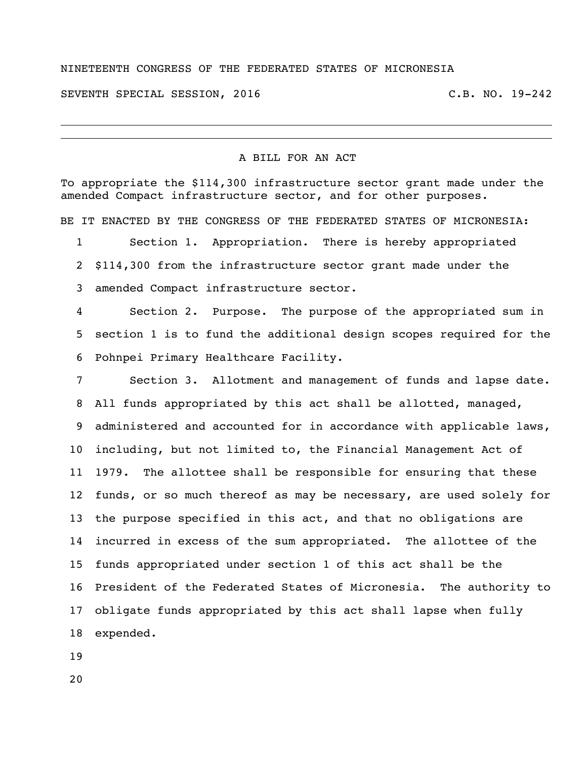NINETEENTH CONGRESS OF THE FEDERATED STATES OF MICRONESIA

SEVENTH SPECIAL SESSION, 2016 C.B. NO. 19-242

---

# A BILL FOR AN ACT

To appropriate the $114,300 infrastructure sector grant made under the amended Compact infrastructure sector, and for other purposes.

BE IT ENACTED BY THE CONGRESS OF THE FEDERATED STATES OF MICRONESIA:

1 Section 1. Appropriation. There is hereby appropriated
2 $114,300 from the infrastructure sector grant made under the
3 amended Compact infrastructure sector.

4 Section 2. Purpose. The purpose of the appropriated sum in
5 section 1 is to fund the additional design scopes required for the
6 Pohnpei Primary Healthcare Facility.

7 Section 3. Allotment and management of funds and lapse date.
8 All funds appropriated by this act shall be allotted, managed,
9 administered and accounted for in accordance with applicable laws,
10 including, but not limited to, the Financial Management Act of
11 1979. The allottee shall be responsible for ensuring that these
12 funds, or so much thereof as may be necessary, are used solely for
13 the purpose specified in this act, and that no obligations are
14 incurred in excess of the sum appropriated. The allottee of the
15 funds appropriated under section 1 of this act shall be the
16 President of the Federated States of Micronesia. The authority to
17 obligate funds appropriated by this act shall lapse when fully
18 expended.
19
20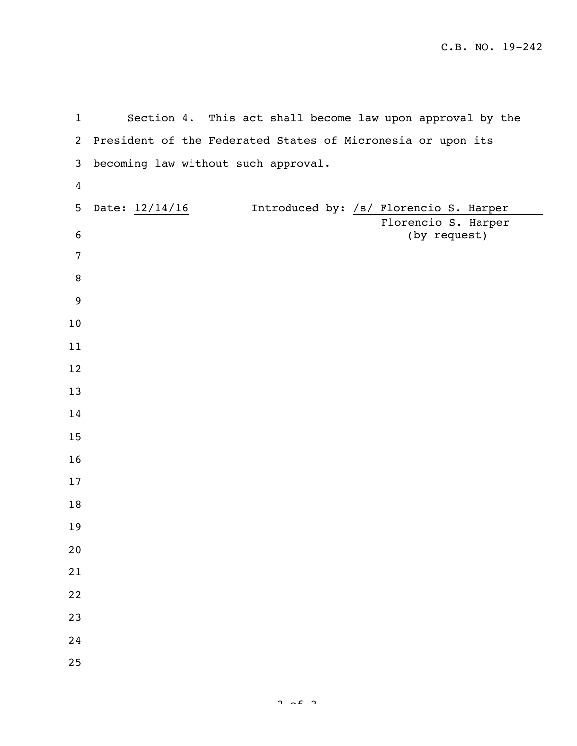Section 4. This act shall become law upon approval by the President of the Federated States of Micronesia or upon its becoming law without such approval.

Date: 12/14/16 Introduced by: /s/ Florencio S. Harper

Florencio S. Harper
(by request)